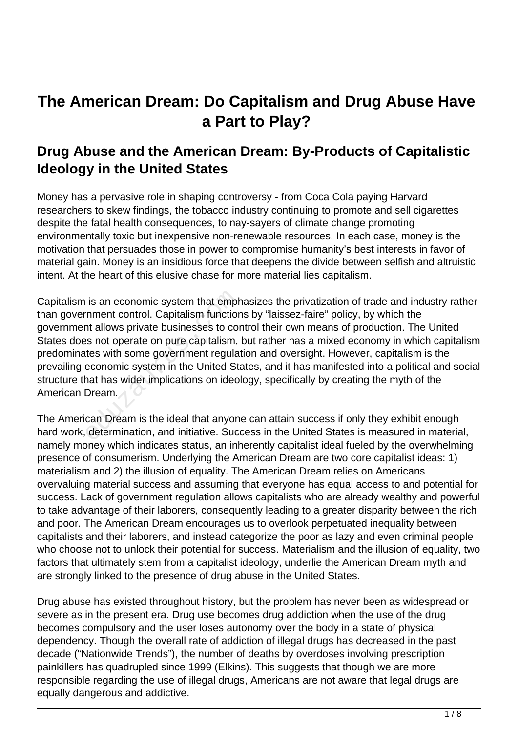# The American Dream: Do Capitalism and Drug Abuse Have a Part to Play?

## Drug Abuse and the American Dream: By-Products of Capitalistic Ideology in the United States

Money has a pervasive role in shaping controversy - from Coca Cola paying Harvard researchers to skew findings, the tobacco industry continuing to promote and sell cigarettes despite the fatal health consequences, to nay-sayers of climate change promoting environmentally toxic but inexpensive non-renewable resources. In each case, money is the motivation that persuades those in power to compromise humanity's best interests in favor of material gain. Money is an insidious force that deepens the divide between selfish and altruistic intent. At the heart of this elusive chase for more material lies capitalism.

Capitalism is an economic system that emphasizes the privatization of trade and industry rather than government control. Capitalism functions by "laissez-faire" policy, by which the government allows private businesses to control their own means of production. The United States does not operate on pure capitalism, but rather has a mixed economy in which capitalism predominates with some government regulation and oversight. However, capitalism is the prevailing economic system in the United States, and it has manifested into a political and social structure that has wider implications on ideology, specifically by creating the myth of the American Dream.

The American Dream is the ideal that anyone can attain success if only they exhibit enough hard work, determination, and initiative. Success in the United States is measured in material, namely money which indicates status, an inherently capitalist ideal fueled by the overwhelming presence of consumerism. Underlying the American Dream are two core capitalist ideas: 1) materialism and 2) the illusion of equality. The American Dream relies on Americans overvaluing material success and assuming that everyone has equal access to and potential for success. Lack of government regulation allows capitalists who are already wealthy and powerful to take advantage of their laborers, consequently leading to a greater disparity between the rich and poor. The American Dream encourages us to overlook perpetuated inequality between capitalists and their laborers, and instead categorize the poor as lazy and even criminal people who choose not to unlock their potential for success. Materialism and the illusion of equality, two factors that ultimately stem from a capitalist ideology, underlie the American Dream myth and are strongly linked to the presence of drug abuse in the United States.

Drug abuse has existed throughout history, but the problem has never been as widespread or severe as in the present era. Drug use becomes drug addiction when the use of the drug becomes compulsory and the user loses autonomy over the body in a state of physical dependency. Though the overall rate of addiction of illegal drugs has decreased in the past decade ("Nationwide Trends"), the number of deaths by overdoses involving prescription painkillers has quadrupled since 1999 (Elkins). This suggests that though we are more responsible regarding the use of illegal drugs, Americans are not aware that legal drugs are equally dangerous and addictive.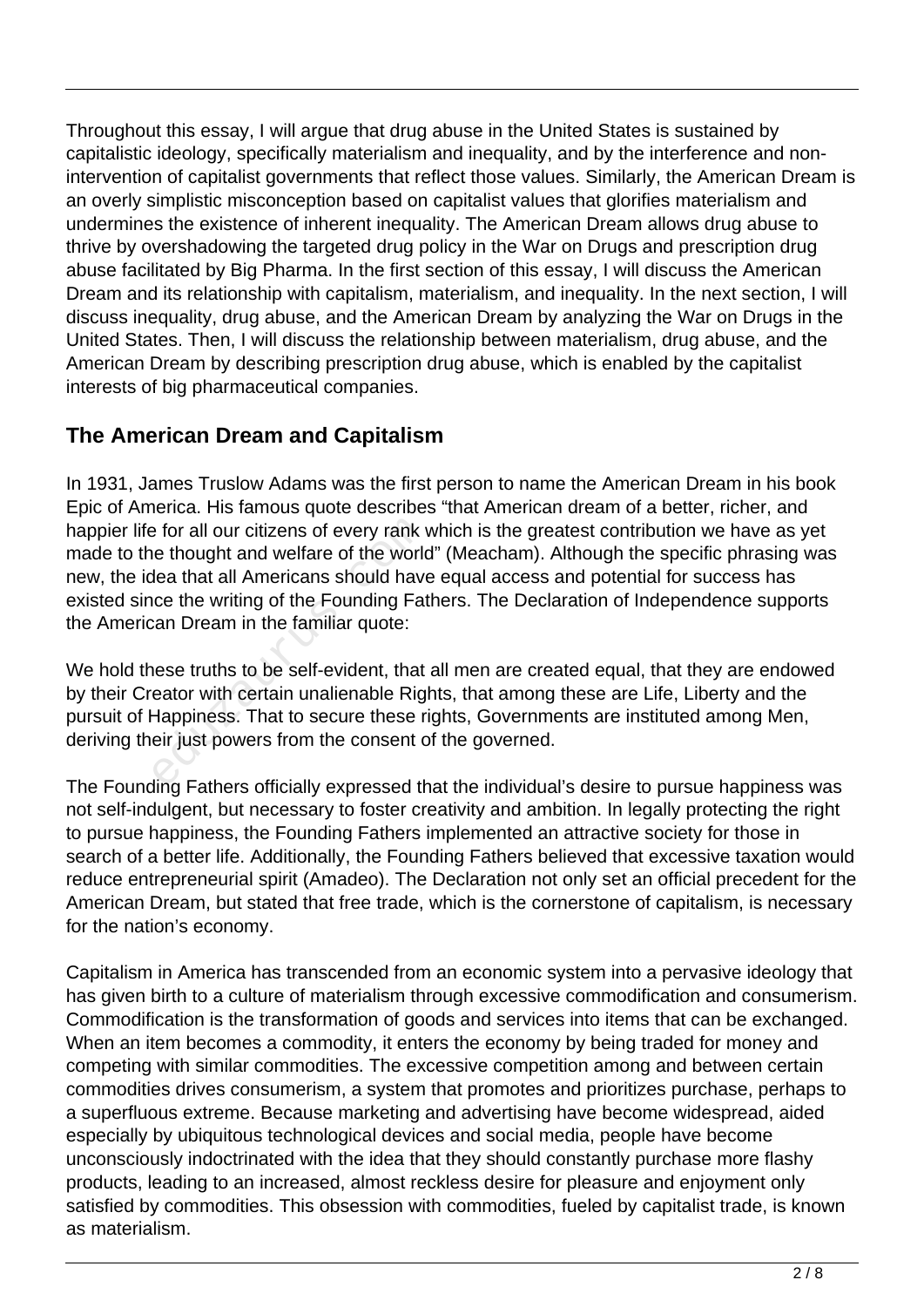Throughout this essay, I will argue that drug abuse in the United States is sustained by capitalistic ideology, specifically materialism and inequality, and by the interference and non-intervention of capitalist governments that reflect those values. Similarly, the American Dream is an overly simplistic misconception based on capitalist values that glorifies materialism and undermines the existence of inherent inequality. The American Dream allows drug abuse to thrive by overshadowing the targeted drug policy in the War on Drugs and prescription drug abuse facilitated by Big Pharma. In the first section of this essay, I will discuss the American Dream and its relationship with capitalism, materialism, and inequality. In the next section, I will discuss inequality, drug abuse, and the American Dream by analyzing the War on Drugs in the United States. Then, I will discuss the relationship between materialism, drug abuse, and the American Dream by describing prescription drug abuse, which is enabled by the capitalist interests of big pharmaceutical companies.

## The American Dream and Capitalism

In 1931, James Truslow Adams was the first person to name the American Dream in his book Epic of America. His famous quote describes "that American dream of a better, richer, and happier life for all our citizens of every rank which is the greatest contribution we have as yet made to the thought and welfare of the world" (Meacham). Although the specific phrasing was new, the idea that all Americans should have equal access and potential for success has existed since the writing of the Founding Fathers. The Declaration of Independence supports the American Dream in the familiar quote:

We hold these truths to be self-evident, that all men are created equal, that they are endowed by their Creator with certain unalienable Rights, that among these are Life, Liberty and the pursuit of Happiness. That to secure these rights, Governments are instituted among Men, deriving their just powers from the consent of the governed.

The Founding Fathers officially expressed that the individual's desire to pursue happiness was not self-indulgent, but necessary to foster creativity and ambition. In legally protecting the right to pursue happiness, the Founding Fathers implemented an attractive society for those in search of a better life. Additionally, the Founding Fathers believed that excessive taxation would reduce entrepreneurial spirit (Amadeo). The Declaration not only set an official precedent for the American Dream, but stated that free trade, which is the cornerstone of capitalism, is necessary for the nation's economy.

Capitalism in America has transcended from an economic system into a pervasive ideology that has given birth to a culture of materialism through excessive commodification and consumerism. Commodification is the transformation of goods and services into items that can be exchanged. When an item becomes a commodity, it enters the economy by being traded for money and competing with similar commodities. The excessive competition among and between certain commodities drives consumerism, a system that promotes and prioritizes purchase, perhaps to a superfluous extreme. Because marketing and advertising have become widespread, aided especially by ubiquitous technological devices and social media, people have become unconsciously indoctrinated with the idea that they should constantly purchase more flashy products, leading to an increased, almost reckless desire for pleasure and enjoyment only satisfied by commodities. This obsession with commodities, fueled by capitalist trade, is known as materialism.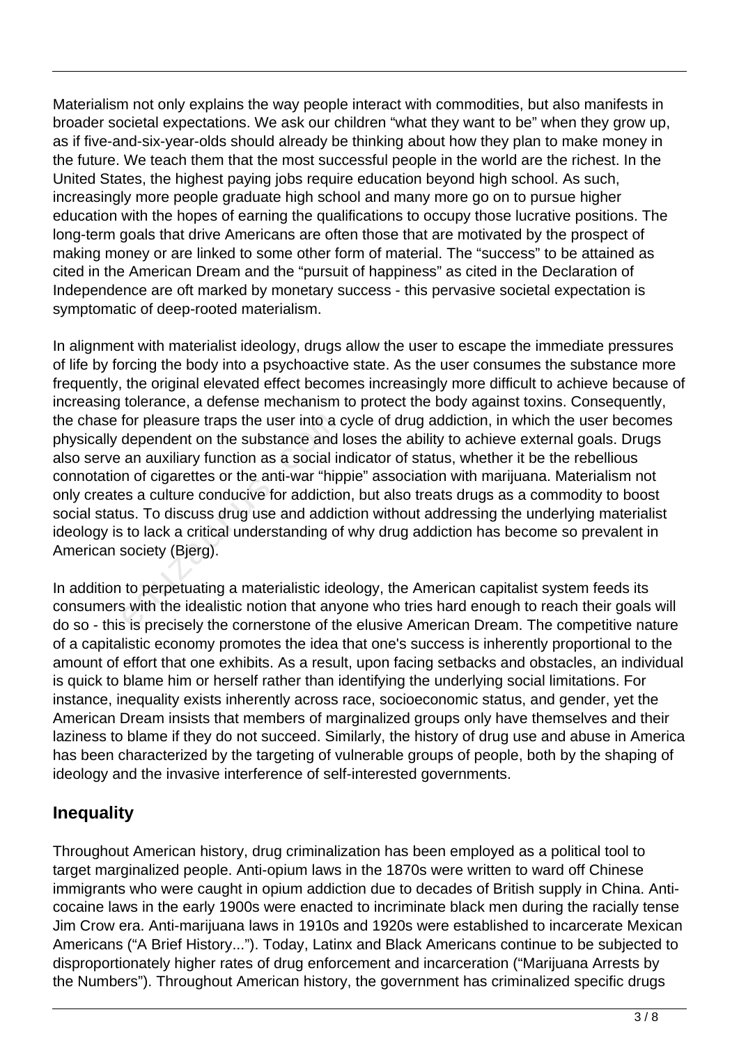Materialism not only explains the way people interact with commodities, but also manifests in broader societal expectations. We ask our children "what they want to be" when they grow up, as if five-and-six-year-olds should already be thinking about how they plan to make money in the future. We teach them that the most successful people in the world are the richest. In the United States, the highest paying jobs require education beyond high school. As such, increasingly more people graduate high school and many more go on to pursue higher education with the hopes of earning the qualifications to occupy those lucrative positions. The long-term goals that drive Americans are often those that are motivated by the prospect of making money or are linked to some other form of material. The "success" to be attained as cited in the American Dream and the "pursuit of happiness" as cited in the Declaration of Independence are oft marked by monetary success - this pervasive societal expectation is symptomatic of deep-rooted materialism.

In alignment with materialist ideology, drugs allow the user to escape the immediate pressures of life by forcing the body into a psychoactive state. As the user consumes the substance more frequently, the original elevated effect becomes increasingly more difficult to achieve because of increasing tolerance, a defense mechanism to protect the body against toxins. Consequently, the chase for pleasure traps the user into a cycle of drug addiction, in which the user becomes physically dependent on the substance and loses the ability to achieve external goals. Drugs also serve an auxiliary function as a social indicator of status, whether it be the rebellious connotation of cigarettes or the anti-war "hippie" association with marijuana. Materialism not only creates a culture conducive for addiction, but also treats drugs as a commodity to boost social status. To discuss drug use and addiction without addressing the underlying materialist ideology is to lack a critical understanding of why drug addiction has become so prevalent in American society (Bjerg).

In addition to perpetuating a materialistic ideology, the American capitalist system feeds its consumers with the idealistic notion that anyone who tries hard enough to reach their goals will do so - this is precisely the cornerstone of the elusive American Dream. The competitive nature of a capitalistic economy promotes the idea that one's success is inherently proportional to the amount of effort that one exhibits. As a result, upon facing setbacks and obstacles, an individual is quick to blame him or herself rather than identifying the underlying social limitations. For instance, inequality exists inherently across race, socioeconomic status, and gender, yet the American Dream insists that members of marginalized groups only have themselves and their laziness to blame if they do not succeed. Similarly, the history of drug use and abuse in America has been characterized by the targeting of vulnerable groups of people, both by the shaping of ideology and the invasive interference of self-interested governments.

## Inequality

Throughout American history, drug criminalization has been employed as a political tool to target marginalized people. Anti-opium laws in the 1870s were written to ward off Chinese immigrants who were caught in opium addiction due to decades of British supply in China. Anti-cocaine laws in the early 1900s were enacted to incriminate black men during the racially tense Jim Crow era. Anti-marijuana laws in 1910s and 1920s were established to incarcerate Mexican Americans ("A Brief History..."). Today, Latinx and Black Americans continue to be subjected to disproportionately higher rates of drug enforcement and incarceration ("Marijuana Arrests by the Numbers"). Throughout American history, the government has criminalized specific drugs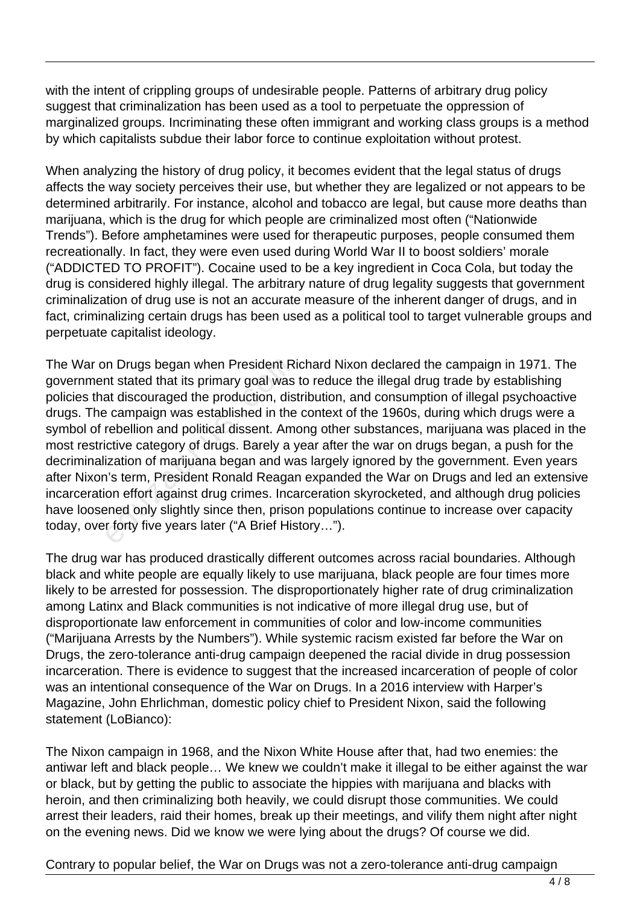with the intent of crippling groups of undesirable people. Patterns of arbitrary drug policy suggest that criminalization has been used as a tool to perpetuate the oppression of marginalized groups. Incriminating these often immigrant and working class groups is a method by which capitalists subdue their labor force to continue exploitation without protest.

When analyzing the history of drug policy, it becomes evident that the legal status of drugs affects the way society perceives their use, but whether they are legalized or not appears to be determined arbitrarily. For instance, alcohol and tobacco are legal, but cause more deaths than marijuana, which is the drug for which people are criminalized most often ("Nationwide Trends"). Before amphetamines were used for therapeutic purposes, people consumed them recreationally. In fact, they were even used during World War II to boost soldiers' morale ("ADDICTED TO PROFIT"). Cocaine used to be a key ingredient in Coca Cola, but today the drug is considered highly illegal. The arbitrary nature of drug legality suggests that government criminalization of drug use is not an accurate measure of the inherent danger of drugs, and in fact, criminalizing certain drugs has been used as a political tool to target vulnerable groups and perpetuate capitalist ideology.

The War on Drugs began when President Richard Nixon declared the campaign in 1971. The government stated that its primary goal was to reduce the illegal drug trade by establishing policies that discouraged the production, distribution, and consumption of illegal psychoactive drugs. The campaign was established in the context of the 1960s, during which drugs were a symbol of rebellion and political dissent. Among other substances, marijuana was placed in the most restrictive category of drugs. Barely a year after the war on drugs began, a push for the decriminalization of marijuana began and was largely ignored by the government. Even years after Nixon's term, President Ronald Reagan expanded the War on Drugs and led an extensive incarceration effort against drug crimes. Incarceration skyrocketed, and although drug policies have loosened only slightly since then, prison populations continue to increase over capacity today, over forty five years later ("A Brief History…").

The drug war has produced drastically different outcomes across racial boundaries. Although black and white people are equally likely to use marijuana, black people are four times more likely to be arrested for possession. The disproportionately higher rate of drug criminalization among Latinx and Black communities is not indicative of more illegal drug use, but of disproportionate law enforcement in communities of color and low-income communities ("Marijuana Arrests by the Numbers"). While systemic racism existed far before the War on Drugs, the zero-tolerance anti-drug campaign deepened the racial divide in drug possession incarceration. There is evidence to suggest that the increased incarceration of people of color was an intentional consequence of the War on Drugs. In a 2016 interview with Harper's Magazine, John Ehrlichman, domestic policy chief to President Nixon, said the following statement (LoBianco):

The Nixon campaign in 1968, and the Nixon White House after that, had two enemies: the antiwar left and black people… We knew we couldn't make it illegal to be either against the war or black, but by getting the public to associate the hippies with marijuana and blacks with heroin, and then criminalizing both heavily, we could disrupt those communities. We could arrest their leaders, raid their homes, break up their meetings, and vilify them night after night on the evening news. Did we know we were lying about the drugs? Of course we did.

Contrary to popular belief, the War on Drugs was not a zero-tolerance anti-drug campaign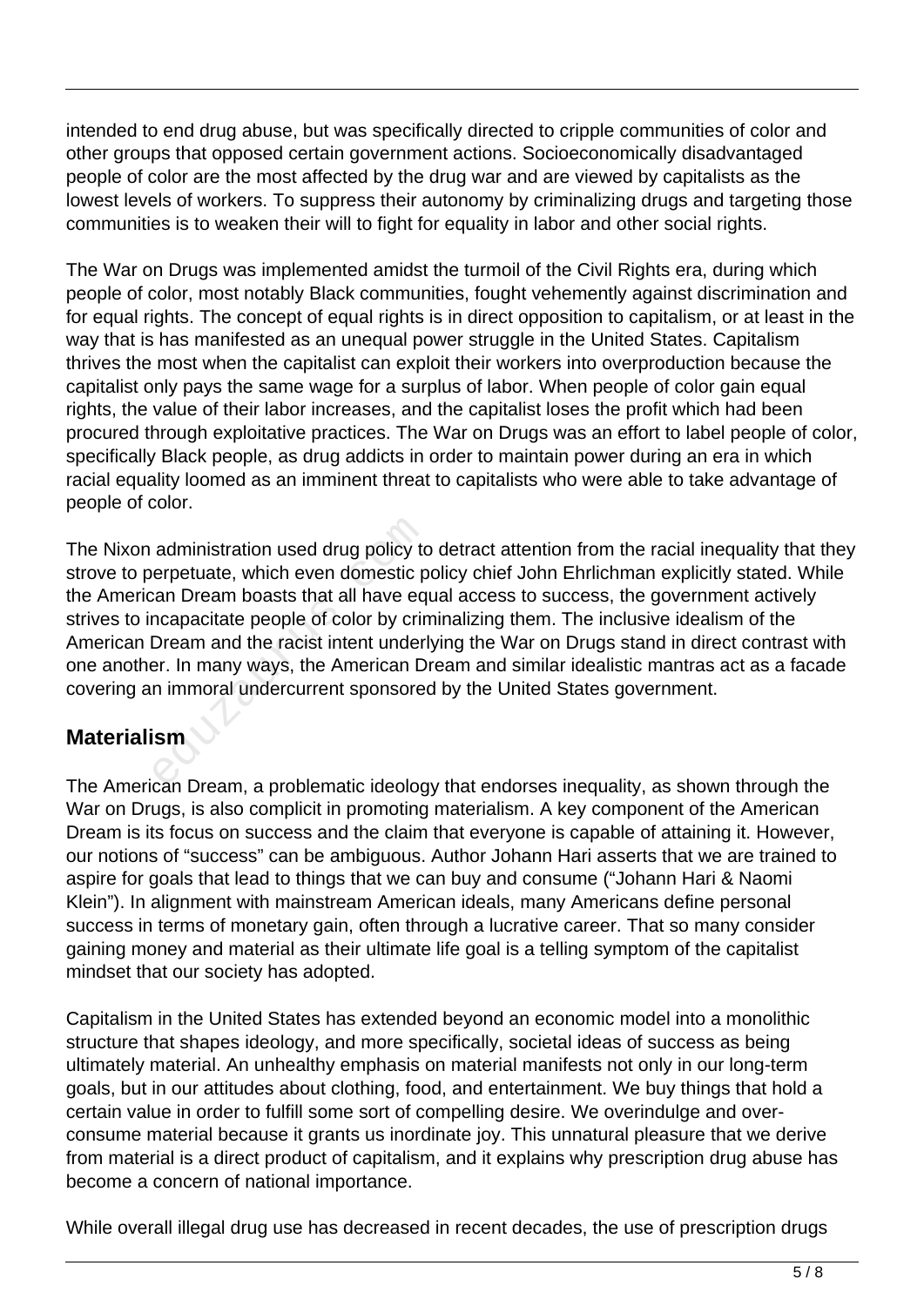intended to end drug abuse, but was specifically directed to cripple communities of color and other groups that opposed certain government actions. Socioeconomically disadvantaged people of color are the most affected by the drug war and are viewed by capitalists as the lowest levels of workers. To suppress their autonomy by criminalizing drugs and targeting those communities is to weaken their will to fight for equality in labor and other social rights.

The War on Drugs was implemented amidst the turmoil of the Civil Rights era, during which people of color, most notably Black communities, fought vehemently against discrimination and for equal rights. The concept of equal rights is in direct opposition to capitalism, or at least in the way that is has manifested as an unequal power struggle in the United States. Capitalism thrives the most when the capitalist can exploit their workers into overproduction because the capitalist only pays the same wage for a surplus of labor. When people of color gain equal rights, the value of their labor increases, and the capitalist loses the profit which had been procured through exploitative practices. The War on Drugs was an effort to label people of color, specifically Black people, as drug addicts in order to maintain power during an era in which racial equality loomed as an imminent threat to capitalists who were able to take advantage of people of color.

The Nixon administration used drug policy to detract attention from the racial inequality that they strove to perpetuate, which even domestic policy chief John Ehrlichman explicitly stated. While the American Dream boasts that all have equal access to success, the government actively strives to incapacitate people of color by criminalizing them. The inclusive idealism of the American Dream and the racist intent underlying the War on Drugs stand in direct contrast with one another. In many ways, the American Dream and similar idealistic mantras act as a facade covering an immoral undercurrent sponsored by the United States government.

## Materialism

The American Dream, a problematic ideology that endorses inequality, as shown through the War on Drugs, is also complicit in promoting materialism. A key component of the American Dream is its focus on success and the claim that everyone is capable of attaining it. However, our notions of "success" can be ambiguous. Author Johann Hari asserts that we are trained to aspire for goals that lead to things that we can buy and consume ("Johann Hari & Naomi Klein"). In alignment with mainstream American ideals, many Americans define personal success in terms of monetary gain, often through a lucrative career. That so many consider gaining money and material as their ultimate life goal is a telling symptom of the capitalist mindset that our society has adopted.

Capitalism in the United States has extended beyond an economic model into a monolithic structure that shapes ideology, and more specifically, societal ideas of success as being ultimately material. An unhealthy emphasis on material manifests not only in our long-term goals, but in our attitudes about clothing, food, and entertainment. We buy things that hold a certain value in order to fulfill some sort of compelling desire. We overindulge and over-consume material because it grants us inordinate joy. This unnatural pleasure that we derive from material is a direct product of capitalism, and it explains why prescription drug abuse has become a concern of national importance.

While overall illegal drug use has decreased in recent decades, the use of prescription drugs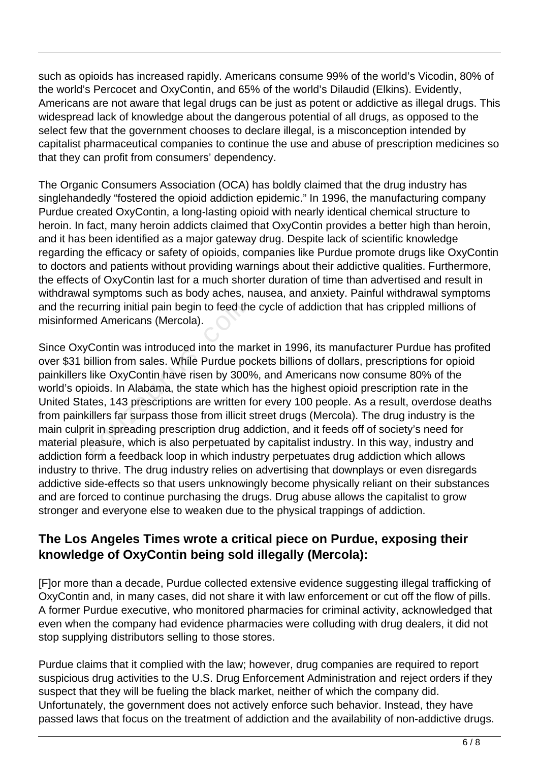such as opioids has increased rapidly. Americans consume 99% of the world's Vicodin, 80% of the world's Percocet and OxyContin, and 65% of the world's Dilaudid (Elkins). Evidently, Americans are not aware that legal drugs can be just as potent or addictive as illegal drugs. This widespread lack of knowledge about the dangerous potential of all drugs, as opposed to the select few that the government chooses to declare illegal, is a misconception intended by capitalist pharmaceutical companies to continue the use and abuse of prescription medicines so that they can profit from consumers' dependency.

The Organic Consumers Association (OCA) has boldly claimed that the drug industry has singlehandedly "fostered the opioid addiction epidemic." In 1996, the manufacturing company Purdue created OxyContin, a long-lasting opioid with nearly identical chemical structure to heroin. In fact, many heroin addicts claimed that OxyContin provides a better high than heroin, and it has been identified as a major gateway drug. Despite lack of scientific knowledge regarding the efficacy or safety of opioids, companies like Purdue promote drugs like OxyContin to doctors and patients without providing warnings about their addictive qualities. Furthermore, the effects of OxyContin last for a much shorter duration of time than advertised and result in withdrawal symptoms such as body aches, nausea, and anxiety. Painful withdrawal symptoms and the recurring initial pain begin to feed the cycle of addiction that has crippled millions of misinformed Americans (Mercola).

Since OxyContin was introduced into the market in 1996, its manufacturer Purdue has profited over $31 billion from sales. While Purdue pockets billions of dollars, prescriptions for opioid painkillers like OxyContin have risen by 300%, and Americans now consume 80% of the world's opioids. In Alabama, the state which has the highest opioid prescription rate in the United States, 143 prescriptions are written for every 100 people. As a result, overdose deaths from painkillers far surpass those from illicit street drugs (Mercola). The drug industry is the main culprit in spreading prescription drug addiction, and it feeds off of society's need for material pleasure, which is also perpetuated by capitalist industry. In this way, industry and addiction form a feedback loop in which industry perpetuates drug addiction which allows industry to thrive. The drug industry relies on advertising that downplays or even disregards addictive side-effects so that users unknowingly become physically reliant on their substances and are forced to continue purchasing the drugs. Drug abuse allows the capitalist to grow stronger and everyone else to weaken due to the physical trappings of addiction.

### The Los Angeles Times wrote a critical piece on Purdue, exposing their knowledge of OxyContin being sold illegally (Mercola):

[F]or more than a decade, Purdue collected extensive evidence suggesting illegal trafficking of OxyContin and, in many cases, did not share it with law enforcement or cut off the flow of pills. A former Purdue executive, who monitored pharmacies for criminal activity, acknowledged that even when the company had evidence pharmacies were colluding with drug dealers, it did not stop supplying distributors selling to those stores.

Purdue claims that it complied with the law; however, drug companies are required to report suspicious drug activities to the U.S. Drug Enforcement Administration and reject orders if they suspect that they will be fueling the black market, neither of which the company did. Unfortunately, the government does not actively enforce such behavior. Instead, they have passed laws that focus on the treatment of addiction and the availability of non-addictive drugs.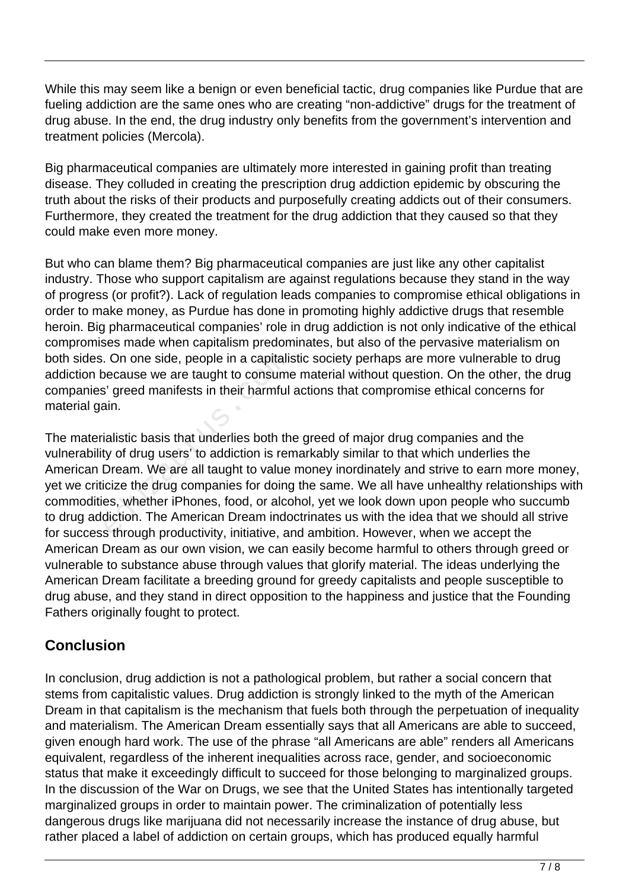While this may seem like a benign or even beneficial tactic, drug companies like Purdue that are fueling addiction are the same ones who are creating “non-addictive” drugs for the treatment of drug abuse. In the end, the drug industry only benefits from the government’s intervention and treatment policies (Mercola).

Big pharmaceutical companies are ultimately more interested in gaining profit than treating disease. They colluded in creating the prescription drug addiction epidemic by obscuring the truth about the risks of their products and purposefully creating addicts out of their consumers. Furthermore, they created the treatment for the drug addiction that they caused so that they could make even more money.

But who can blame them? Big pharmaceutical companies are just like any other capitalist industry. Those who support capitalism are against regulations because they stand in the way of progress (or profit?). Lack of regulation leads companies to compromise ethical obligations in order to make money, as Purdue has done in promoting highly addictive drugs that resemble heroin. Big pharmaceutical companies’ role in drug addiction is not only indicative of the ethical compromises made when capitalism predominates, but also of the pervasive materialism on both sides. On one side, people in a capitalistic society perhaps are more vulnerable to drug addiction because we are taught to consume material without question. On the other, the drug companies’ greed manifests in their harmful actions that compromise ethical concerns for material gain.

The materialistic basis that underlies both the greed of major drug companies and the vulnerability of drug users’ to addiction is remarkably similar to that which underlies the American Dream. We are all taught to value money inordinately and strive to earn more money, yet we criticize the drug companies for doing the same. We all have unhealthy relationships with commodities, whether iPhones, food, or alcohol, yet we look down upon people who succumb to drug addiction. The American Dream indoctrinates us with the idea that we should all strive for success through productivity, initiative, and ambition. However, when we accept the American Dream as our own vision, we can easily become harmful to others through greed or vulnerable to substance abuse through values that glorify material. The ideas underlying the American Dream facilitate a breeding ground for greedy capitalists and people susceptible to drug abuse, and they stand in direct opposition to the happiness and justice that the Founding Fathers originally fought to protect.

## Conclusion

In conclusion, drug addiction is not a pathological problem, but rather a social concern that stems from capitalistic values. Drug addiction is strongly linked to the myth of the American Dream in that capitalism is the mechanism that fuels both through the perpetuation of inequality and materialism. The American Dream essentially says that all Americans are able to succeed, given enough hard work. The use of the phrase “all Americans are able” renders all Americans equivalent, regardless of the inherent inequalities across race, gender, and socioeconomic status that make it exceedingly difficult to succeed for those belonging to marginalized groups. In the discussion of the War on Drugs, we see that the United States has intentionally targeted marginalized groups in order to maintain power. The criminalization of potentially less dangerous drugs like marijuana did not necessarily increase the instance of drug abuse, but rather placed a label of addiction on certain groups, which has produced equally harmful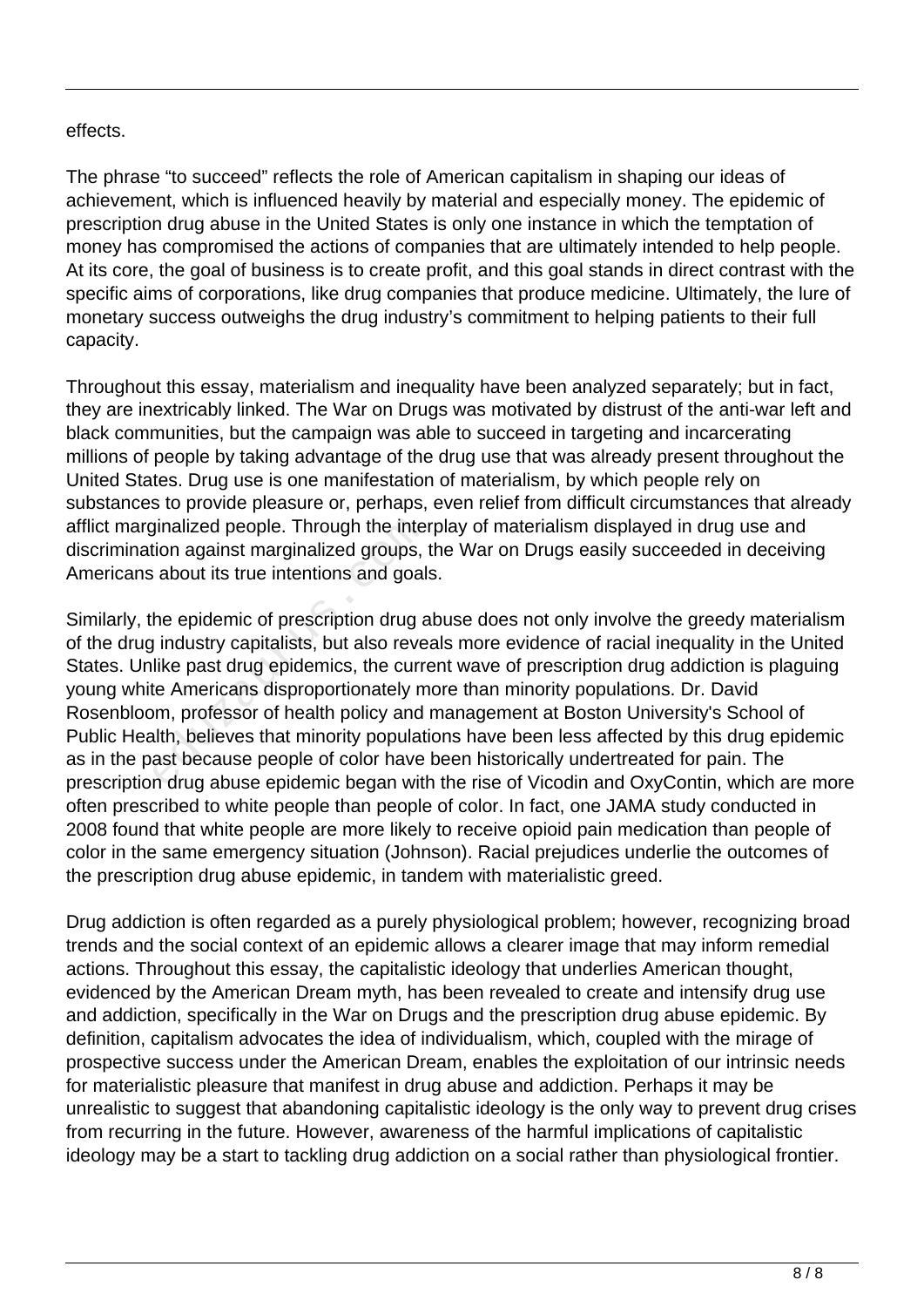effects.

The phrase “to succeed” reflects the role of American capitalism in shaping our ideas of achievement, which is influenced heavily by material and especially money. The epidemic of prescription drug abuse in the United States is only one instance in which the temptation of money has compromised the actions of companies that are ultimately intended to help people. At its core, the goal of business is to create profit, and this goal stands in direct contrast with the specific aims of corporations, like drug companies that produce medicine. Ultimately, the lure of monetary success outweighs the drug industry’s commitment to helping patients to their full capacity.

Throughout this essay, materialism and inequality have been analyzed separately; but in fact, they are inextricably linked. The War on Drugs was motivated by distrust of the anti-war left and black communities, but the campaign was able to succeed in targeting and incarcerating millions of people by taking advantage of the drug use that was already present throughout the United States. Drug use is one manifestation of materialism, by which people rely on substances to provide pleasure or, perhaps, even relief from difficult circumstances that already afflict marginalized people. Through the interplay of materialism displayed in drug use and discrimination against marginalized groups, the War on Drugs easily succeeded in deceiving Americans about its true intentions and goals.

Similarly, the epidemic of prescription drug abuse does not only involve the greedy materialism of the drug industry capitalists, but also reveals more evidence of racial inequality in the United States. Unlike past drug epidemics, the current wave of prescription drug addiction is plaguing young white Americans disproportionately more than minority populations. Dr. David Rosenbloom, professor of health policy and management at Boston University's School of Public Health, believes that minority populations have been less affected by this drug epidemic as in the past because people of color have been historically undertreated for pain. The prescription drug abuse epidemic began with the rise of Vicodin and OxyContin, which are more often prescribed to white people than people of color. In fact, one JAMA study conducted in 2008 found that white people are more likely to receive opioid pain medication than people of color in the same emergency situation (Johnson). Racial prejudices underlie the outcomes of the prescription drug abuse epidemic, in tandem with materialistic greed.

Drug addiction is often regarded as a purely physiological problem; however, recognizing broad trends and the social context of an epidemic allows a clearer image that may inform remedial actions. Throughout this essay, the capitalistic ideology that underlies American thought, evidenced by the American Dream myth, has been revealed to create and intensify drug use and addiction, specifically in the War on Drugs and the prescription drug abuse epidemic. By definition, capitalism advocates the idea of individualism, which, coupled with the mirage of prospective success under the American Dream, enables the exploitation of our intrinsic needs for materialistic pleasure that manifest in drug abuse and addiction. Perhaps it may be unrealistic to suggest that abandoning capitalistic ideology is the only way to prevent drug crises from recurring in the future. However, awareness of the harmful implications of capitalistic ideology may be a start to tackling drug addiction on a social rather than physiological frontier.